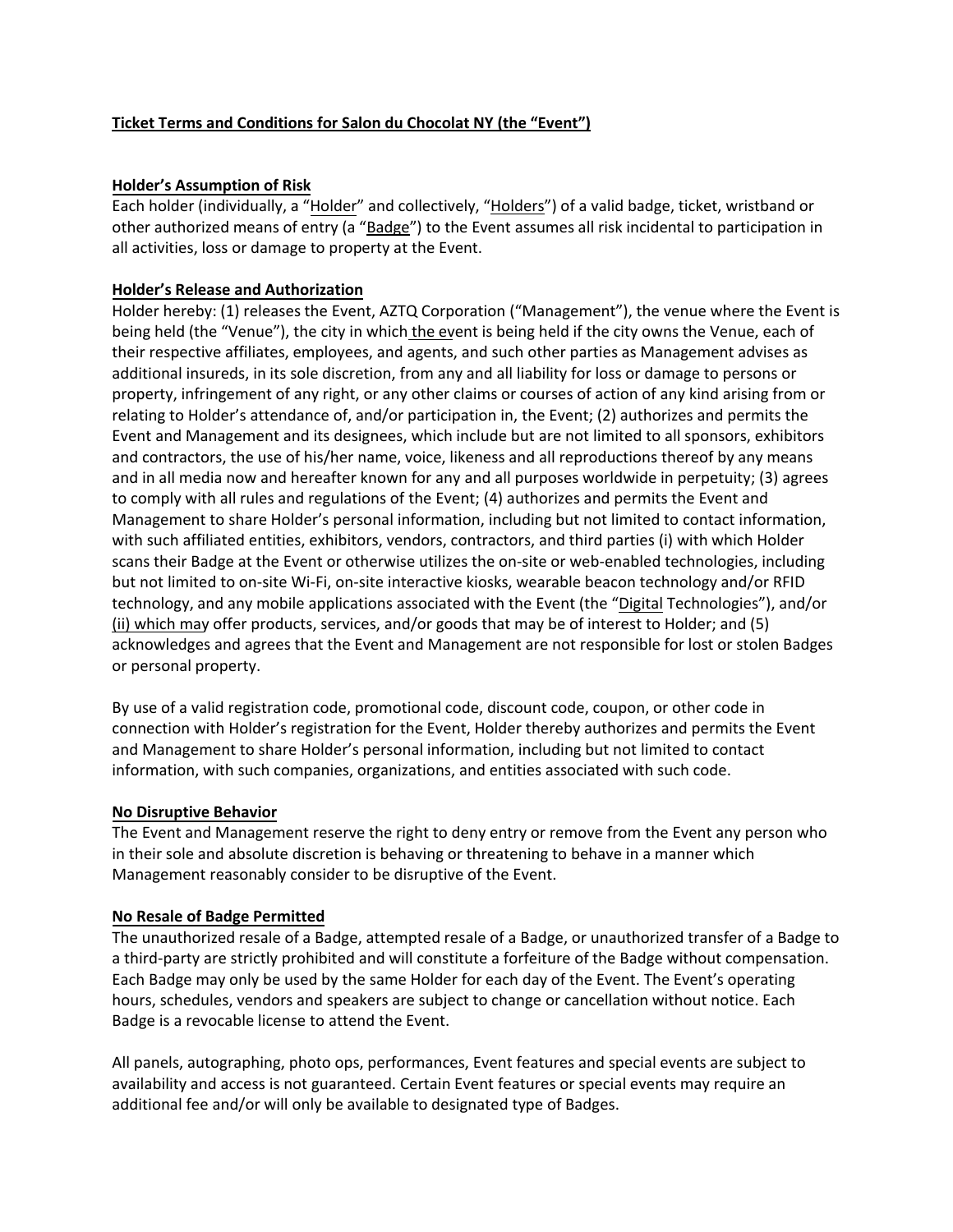# Ticket Terms and Conditions for Salon du Chocolat NY (the "Event")

## Holder's Assumption of Risk

Each holder (individually, a "Holder" and collectively, "Holders") of a valid badge, ticket, wristband or other authorized means of entry (a "Badge") to the Event assumes all risk incidental to participation in all activities, loss or damage to property at the Event.

## Holder's Release and Authorization

Holder hereby: (1) releases the Event, AZTQ Corporation ("Management"), the venue where the Event is being held (the "Venue"), the city in which the event is being held if the city owns the Venue, each of their respective affiliates, employees, and agents, and such other parties as Management advises as additional insureds, in its sole discretion, from any and all liability for loss or damage to persons or property, infringement of any right, or any other claims or courses of action of any kind arising from or relating to Holder's attendance of, and/or participation in, the Event; (2) authorizes and permits the Event and Management and its designees, which include but are not limited to all sponsors, exhibitors and contractors, the use of his/her name, voice, likeness and all reproductions thereof by any means and in all media now and hereafter known for any and all purposes worldwide in perpetuity; (3) agrees to comply with all rules and regulations of the Event; (4) authorizes and permits the Event and Management to share Holder's personal information, including but not limited to contact information, with such affiliated entities, exhibitors, vendors, contractors, and third parties (i) with which Holder scans their Badge at the Event or otherwise utilizes the on-site or web-enabled technologies, including but not limited to on-site Wi-Fi, on-site interactive kiosks, wearable beacon technology and/or RFID technology, and any mobile applications associated with the Event (the "Digital Technologies"), and/or (ii) which may offer products, services, and/or goods that may be of interest to Holder; and (5) acknowledges and agrees that the Event and Management are not responsible for lost or stolen Badges or personal property.

By use of a valid registration code, promotional code, discount code, coupon, or other code in connection with Holder's registration for the Event, Holder thereby authorizes and permits the Event and Management to share Holder's personal information, including but not limited to contact information, with such companies, organizations, and entities associated with such code.

## No Disruptive Behavior

The Event and Management reserve the right to deny entry or remove from the Event any person who in their sole and absolute discretion is behaving or threatening to behave in a manner which Management reasonably consider to be disruptive of the Event.

## No Resale of Badge Permitted

The unauthorized resale of a Badge, attempted resale of a Badge, or unauthorized transfer of a Badge to a third-party are strictly prohibited and will constitute a forfeiture of the Badge without compensation. Each Badge may only be used by the same Holder for each day of the Event. The Event's operating hours, schedules, vendors and speakers are subject to change or cancellation without notice. Each Badge is a revocable license to attend the Event.

All panels, autographing, photo ops, performances, Event features and special events are subject to availability and access is not guaranteed. Certain Event features or special events may require an additional fee and/or will only be available to designated type of Badges.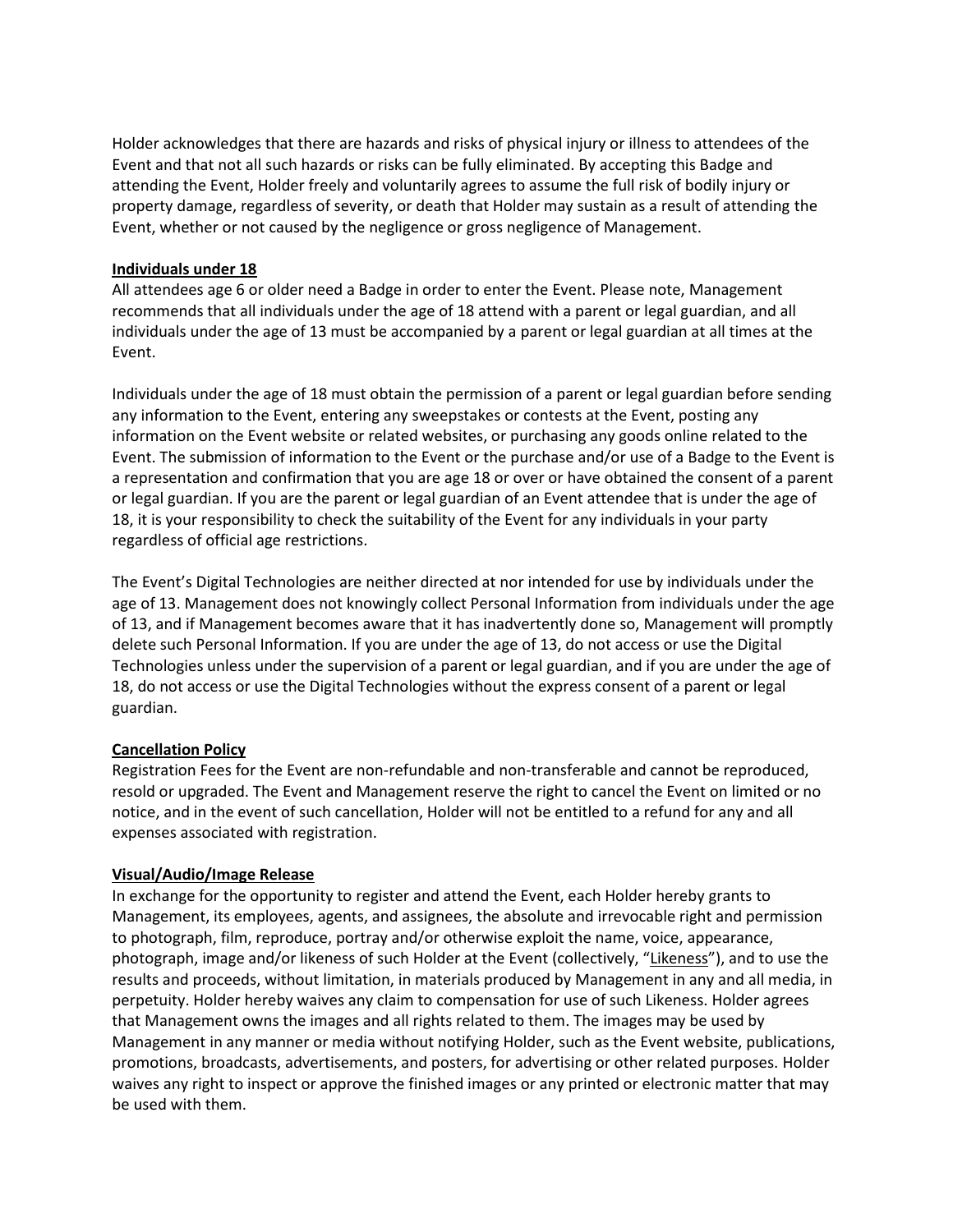Holder acknowledges that there are hazards and risks of physical injury or illness to attendees of the Event and that not all such hazards or risks can be fully eliminated. By accepting this Badge and attending the Event, Holder freely and voluntarily agrees to assume the full risk of bodily injury or property damage, regardless of severity, or death that Holder may sustain as a result of attending the Event, whether or not caused by the negligence or gross negligence of Management.

**Individuals under 18**

All attendees age 6 or older need a Badge in order to enter the Event. Please note, Management recommends that all individuals under the age of 18 attend with a parent or legal guardian, and all individuals under the age of 13 must be accompanied by a parent or legal guardian at all times at the Event.

Individuals under the age of 18 must obtain the permission of a parent or legal guardian before sending any information to the Event, entering any sweepstakes or contests at the Event, posting any information on the Event website or related websites, or purchasing any goods online related to the Event. The submission of information to the Event or the purchase and/or use of a Badge to the Event is a representation and confirmation that you are age 18 or over or have obtained the consent of a parent or legal guardian. If you are the parent or legal guardian of an Event attendee that is under the age of 18, it is your responsibility to check the suitability of the Event for any individuals in your party regardless of official age restrictions.

The Event's Digital Technologies are neither directed at nor intended for use by individuals under the age of 13. Management does not knowingly collect Personal Information from individuals under the age of 13, and if Management becomes aware that it has inadvertently done so, Management will promptly delete such Personal Information. If you are under the age of 13, do not access or use the Digital Technologies unless under the supervision of a parent or legal guardian, and if you are under the age of 18, do not access or use the Digital Technologies without the express consent of a parent or legal guardian.

**Cancellation Policy**

Registration Fees for the Event are non-refundable and non-transferable and cannot be reproduced, resold or upgraded. The Event and Management reserve the right to cancel the Event on limited or no notice, and in the event of such cancellation, Holder will not be entitled to a refund for any and all expenses associated with registration.

**Visual/Audio/Image Release**

In exchange for the opportunity to register and attend the Event, each Holder hereby grants to Management, its employees, agents, and assignees, the absolute and irrevocable right and permission to photograph, film, reproduce, portray and/or otherwise exploit the name, voice, appearance, photograph, image and/or likeness of such Holder at the Event (collectively, "Likeness"), and to use the results and proceeds, without limitation, in materials produced by Management in any and all media, in perpetuity. Holder hereby waives any claim to compensation for use of such Likeness. Holder agrees that Management owns the images and all rights related to them. The images may be used by Management in any manner or media without notifying Holder, such as the Event website, publications, promotions, broadcasts, advertisements, and posters, for advertising or other related purposes. Holder waives any right to inspect or approve the finished images or any printed or electronic matter that may be used with them.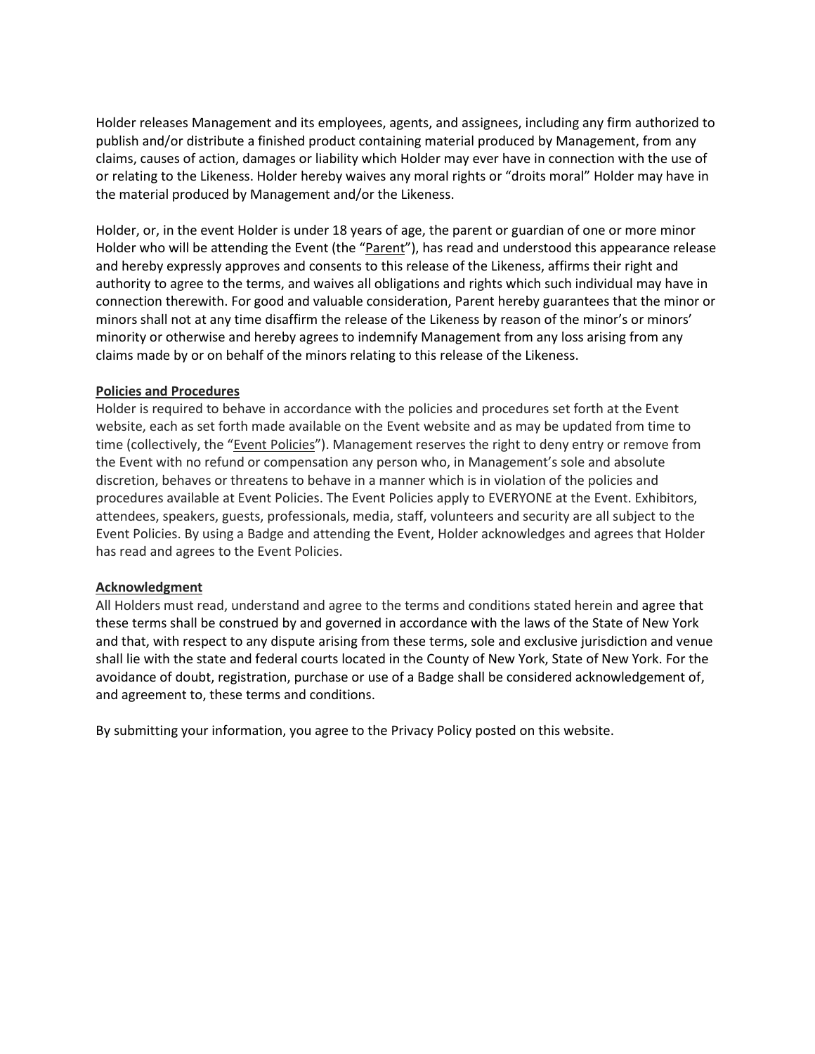Holder releases Management and its employees, agents, and assignees, including any firm authorized to publish and/or distribute a finished product containing material produced by Management, from any claims, causes of action, damages or liability which Holder may ever have in connection with the use of or relating to the Likeness. Holder hereby waives any moral rights or "droits moral" Holder may have in the material produced by Management and/or the Likeness.

Holder, or, in the event Holder is under 18 years of age, the parent or guardian of one or more minor Holder who will be attending the Event (the "Parent"), has read and understood this appearance release and hereby expressly approves and consents to this release of the Likeness, affirms their right and authority to agree to the terms, and waives all obligations and rights which such individual may have in connection therewith. For good and valuable consideration, Parent hereby guarantees that the minor or minors shall not at any time disaffirm the release of the Likeness by reason of the minor's or minors' minority or otherwise and hereby agrees to indemnify Management from any loss arising from any claims made by or on behalf of the minors relating to this release of the Likeness.

**Policies and Procedures**

Holder is required to behave in accordance with the policies and procedures set forth at the Event website, each as set forth made available on the Event website and as may be updated from time to time (collectively, the "Event Policies"). Management reserves the right to deny entry or remove from the Event with no refund or compensation any person who, in Management's sole and absolute discretion, behaves or threatens to behave in a manner which is in violation of the policies and procedures available at Event Policies. The Event Policies apply to EVERYONE at the Event. Exhibitors, attendees, speakers, guests, professionals, media, staff, volunteers and security are all subject to the Event Policies. By using a Badge and attending the Event, Holder acknowledges and agrees that Holder has read and agrees to the Event Policies.

**Acknowledgment**

All Holders must read, understand and agree to the terms and conditions stated herein and agree that these terms shall be construed by and governed in accordance with the laws of the State of New York and that, with respect to any dispute arising from these terms, sole and exclusive jurisdiction and venue shall lie with the state and federal courts located in the County of New York, State of New York. For the avoidance of doubt, registration, purchase or use of a Badge shall be considered acknowledgement of, and agreement to, these terms and conditions.

By submitting your information, you agree to the Privacy Policy posted on this website.